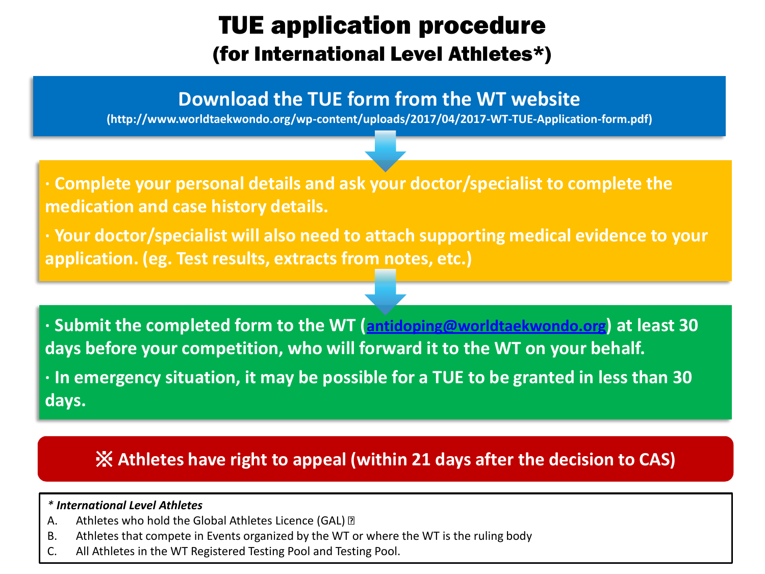# TUE application procedure
## (for International Level Athletes*)

**Download the TUE form from the WT website**

**(http://www.worldtaekwondo.org/wp-content/uploads/2017/04/2017-WT-TUE-Application-form.pdf)**

**· Complete your personal details and ask your doctor/specialist to complete the medication and case history details.**

**· Your doctor/specialist will also need to attach supporting medical evidence to your application. (eg. Test results, extracts from notes, etc.)**

**· Submit the completed form to the WT (antidoping@worldtaekwondo.org) at least 30 days before your competition, who will forward it to the WT on your behalf.**

**· In emergency situation, it may be possible for a TUE to be granted in less than 30 days.**

**※ Athletes have right to appeal (within 21 days after the decision to CAS)**

***\* International Level Athletes***

A. Athletes who hold the Global Athletes Licence (GAL)
B. Athletes that compete in Events organized by the WT or where the WT is the ruling body
C. All Athletes in the WT Registered Testing Pool and Testing Pool.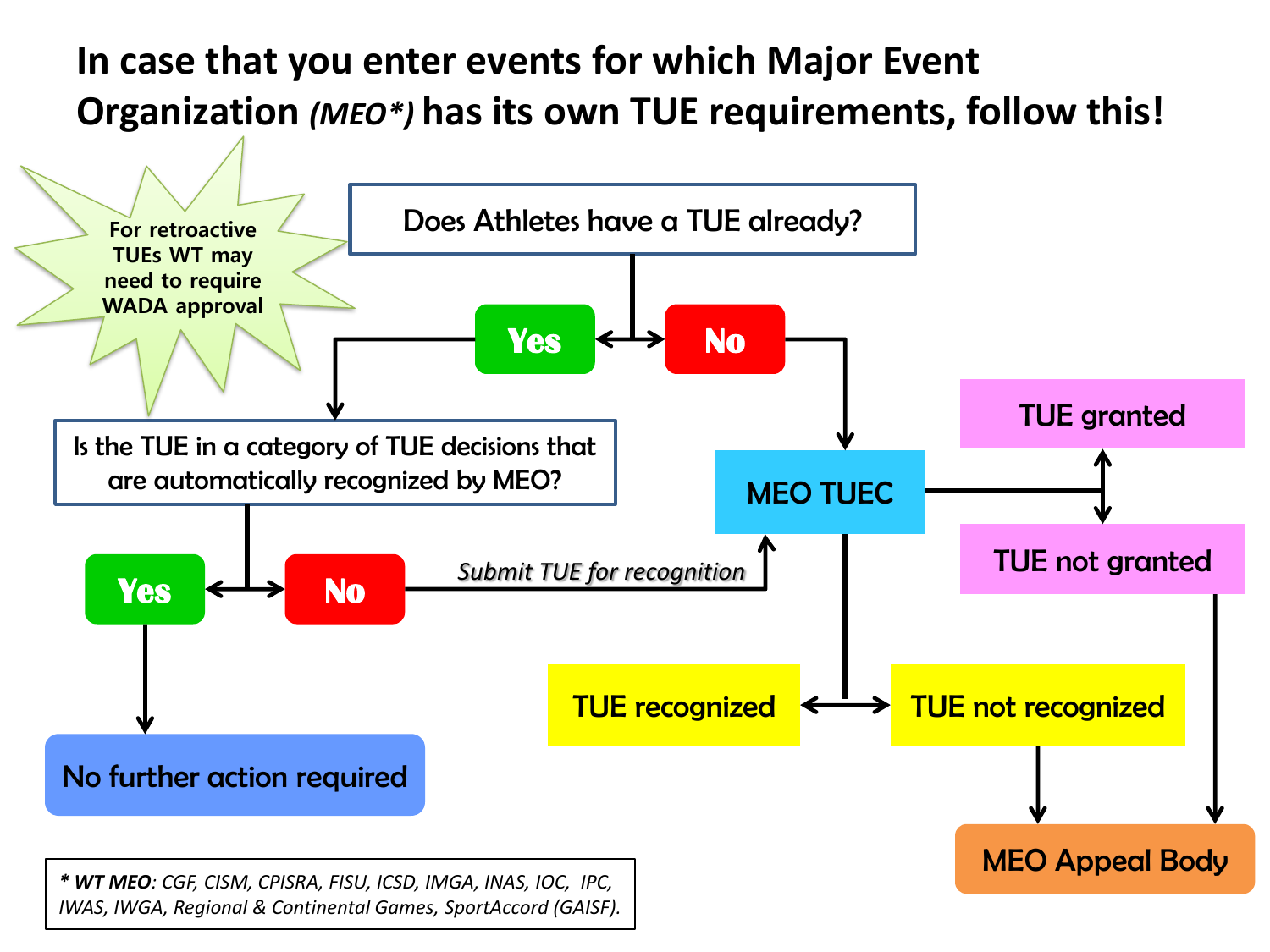# In case that you enter events for which Major Event Organization *(MEO\*)* has its own TUE requirements, follow this!

For retroactive TUEs WT may need to require WADA approval

Does Athletes have a TUE already?

Yes

No

Is the TUE in a category of TUE decisions that are automatically recognized by MEO?

Yes

No

*Submit TUE for recognition*

No further action required

MEO TUEC

TUE granted

TUE not granted

TUE recognized

TUE not recognized

MEO Appeal Body

***\* WT MEO**: CGF, CISM, CPISRA, FISU, ICSD, IMGA, INAS, IOC, IPC, IWAS, IWGA, Regional & Continental Games, SportAccord (GAISF).*